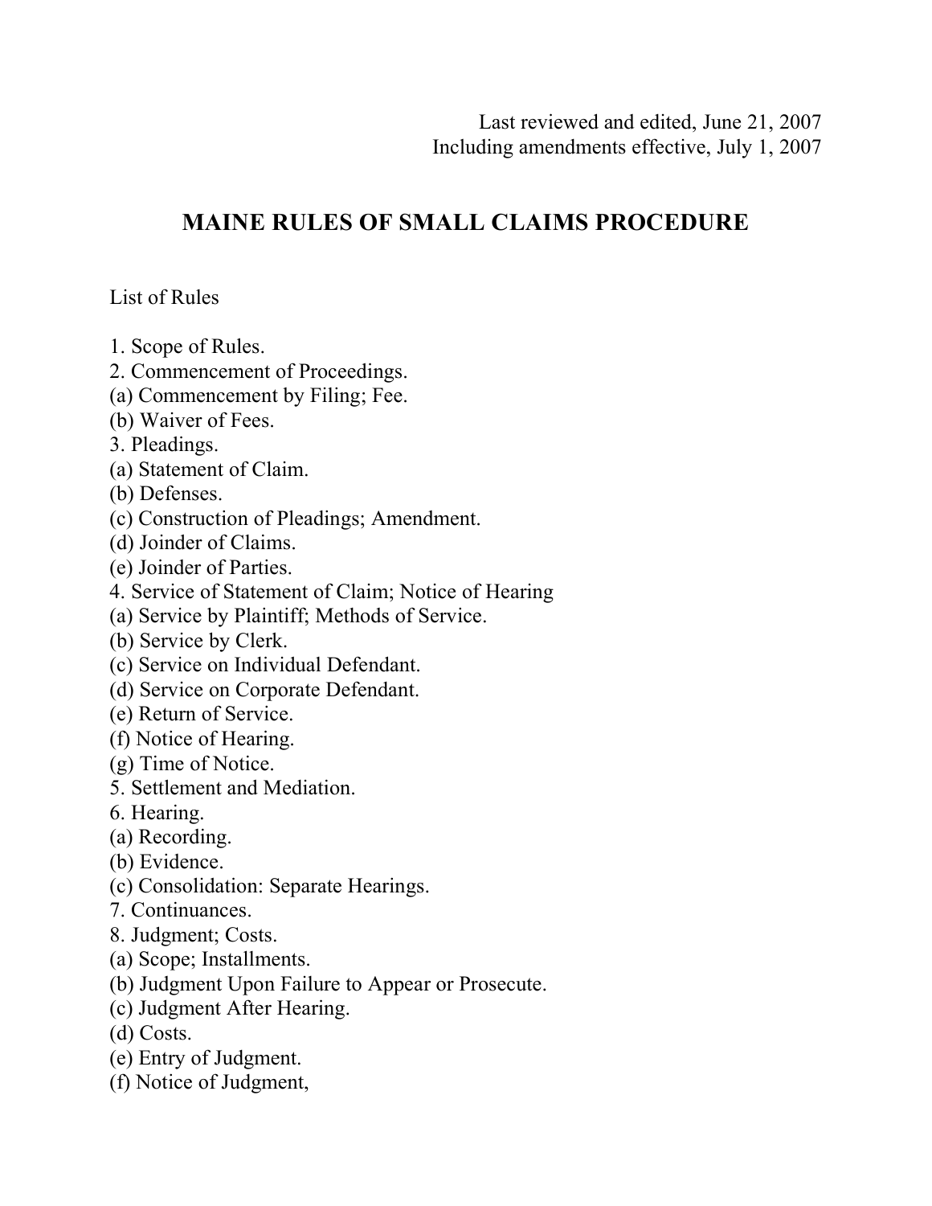Last reviewed and edited, June 21, 2007
Including amendments effective, July 1, 2007

# MAINE RULES OF SMALL CLAIMS PROCEDURE

List of Rules

1. Scope of Rules.
2. Commencement of Proceedings.
(a) Commencement by Filing; Fee.
(b) Waiver of Fees.
3. Pleadings.
(a) Statement of Claim.
(b) Defenses.
(c) Construction of Pleadings; Amendment.
(d) Joinder of Claims.
(e) Joinder of Parties.
4. Service of Statement of Claim; Notice of Hearing
(a) Service by Plaintiff; Methods of Service.
(b) Service by Clerk.
(c) Service on Individual Defendant.
(d) Service on Corporate Defendant.
(e) Return of Service.
(f) Notice of Hearing.
(g) Time of Notice.
5. Settlement and Mediation.
6. Hearing.
(a) Recording.
(b) Evidence.
(c) Consolidation: Separate Hearings.
7. Continuances.
8. Judgment; Costs.
(a) Scope; Installments.
(b) Judgment Upon Failure to Appear or Prosecute.
(c) Judgment After Hearing.
(d) Costs.
(e) Entry of Judgment.
(f) Notice of Judgment,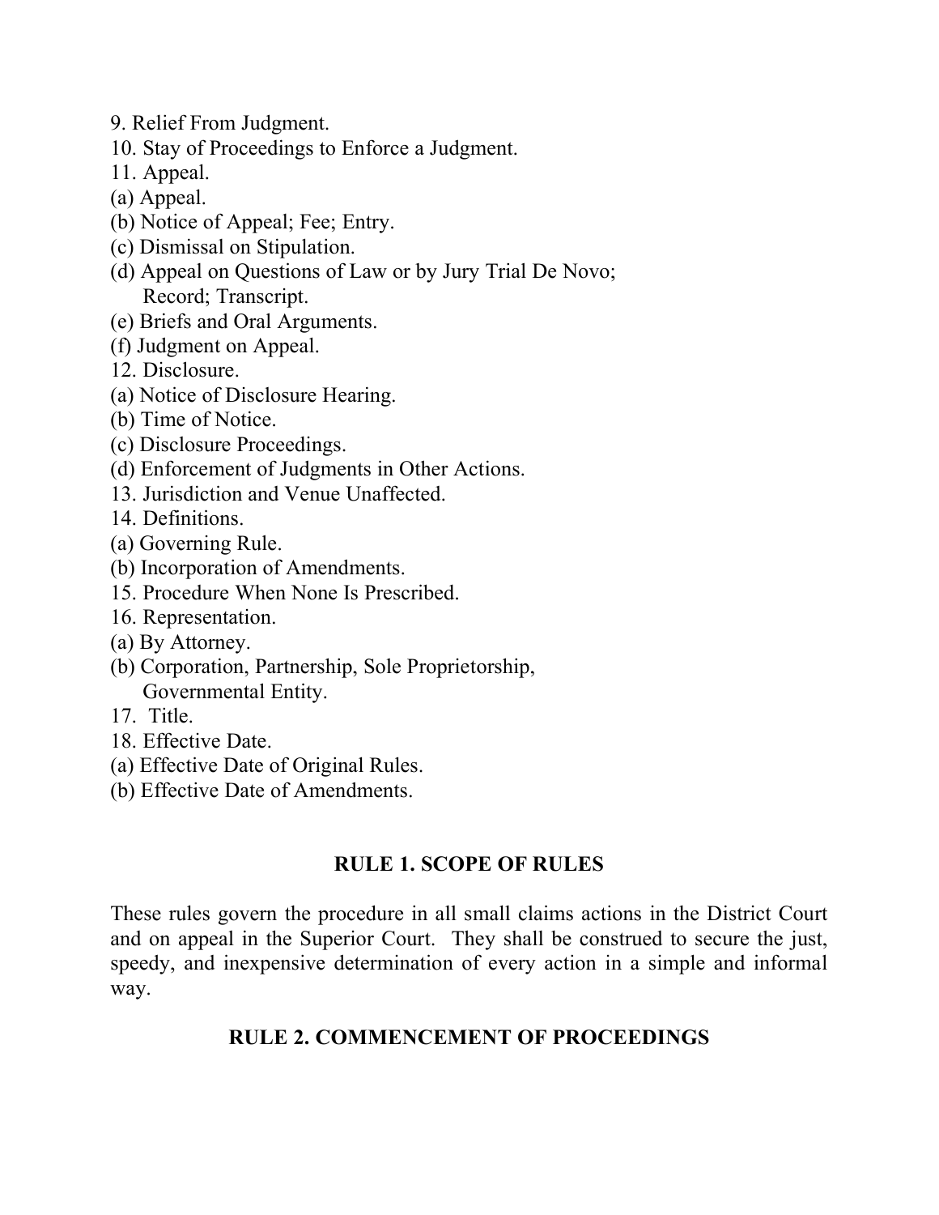9. Relief From Judgment.
10. Stay of Proceedings to Enforce a Judgment.
11. Appeal.
(a) Appeal.
(b) Notice of Appeal; Fee; Entry.
(c) Dismissal on Stipulation.
(d) Appeal on Questions of Law or by Jury Trial De Novo; Record; Transcript.
(e) Briefs and Oral Arguments.
(f) Judgment on Appeal.
12. Disclosure.
(a) Notice of Disclosure Hearing.
(b) Time of Notice.
(c) Disclosure Proceedings.
(d) Enforcement of Judgments in Other Actions.
13. Jurisdiction and Venue Unaffected.
14. Definitions.
(a) Governing Rule.
(b) Incorporation of Amendments.
15. Procedure When None Is Prescribed.
16. Representation.
(a) By Attorney.
(b) Corporation, Partnership, Sole Proprietorship, Governmental Entity.
17. Title.
18. Effective Date.
(a) Effective Date of Original Rules.
(b) Effective Date of Amendments.

## RULE 1. SCOPE OF RULES

These rules govern the procedure in all small claims actions in the District Court and on appeal in the Superior Court. They shall be construed to secure the just, speedy, and inexpensive determination of every action in a simple and informal way.

## RULE 2. COMMENCEMENT OF PROCEEDINGS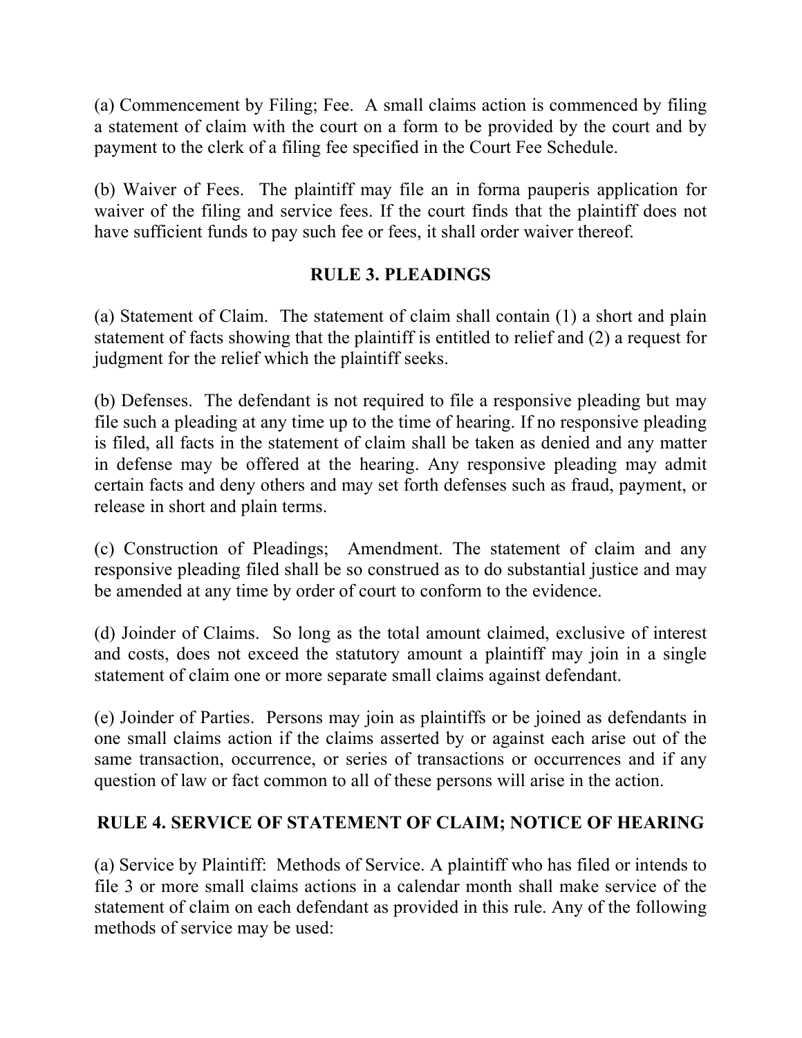(a) Commencement by Filing; Fee. A small claims action is commenced by filing a statement of claim with the court on a form to be provided by the court and by payment to the clerk of a filing fee specified in the Court Fee Schedule.

(b) Waiver of Fees. The plaintiff may file an in forma pauperis application for waiver of the filing and service fees. If the court finds that the plaintiff does not have sufficient funds to pay such fee or fees, it shall order waiver thereof.

## RULE 3. PLEADINGS

(a) Statement of Claim. The statement of claim shall contain (1) a short and plain statement of facts showing that the plaintiff is entitled to relief and (2) a request for judgment for the relief which the plaintiff seeks.

(b) Defenses. The defendant is not required to file a responsive pleading but may file such a pleading at any time up to the time of hearing. If no responsive pleading is filed, all facts in the statement of claim shall be taken as denied and any matter in defense may be offered at the hearing. Any responsive pleading may admit certain facts and deny others and may set forth defenses such as fraud, payment, or release in short and plain terms.

(c) Construction of Pleadings; Amendment. The statement of claim and any responsive pleading filed shall be so construed as to do substantial justice and may be amended at any time by order of court to conform to the evidence.

(d) Joinder of Claims. So long as the total amount claimed, exclusive of interest and costs, does not exceed the statutory amount a plaintiff may join in a single statement of claim one or more separate small claims against defendant.

(e) Joinder of Parties. Persons may join as plaintiffs or be joined as defendants in one small claims action if the claims asserted by or against each arise out of the same transaction, occurrence, or series of transactions or occurrences and if any question of law or fact common to all of these persons will arise in the action.

## RULE 4. SERVICE OF STATEMENT OF CLAIM; NOTICE OF HEARING

(a) Service by Plaintiff: Methods of Service. A plaintiff who has filed or intends to file 3 or more small claims actions in a calendar month shall make service of the statement of claim on each defendant as provided in this rule. Any of the following methods of service may be used: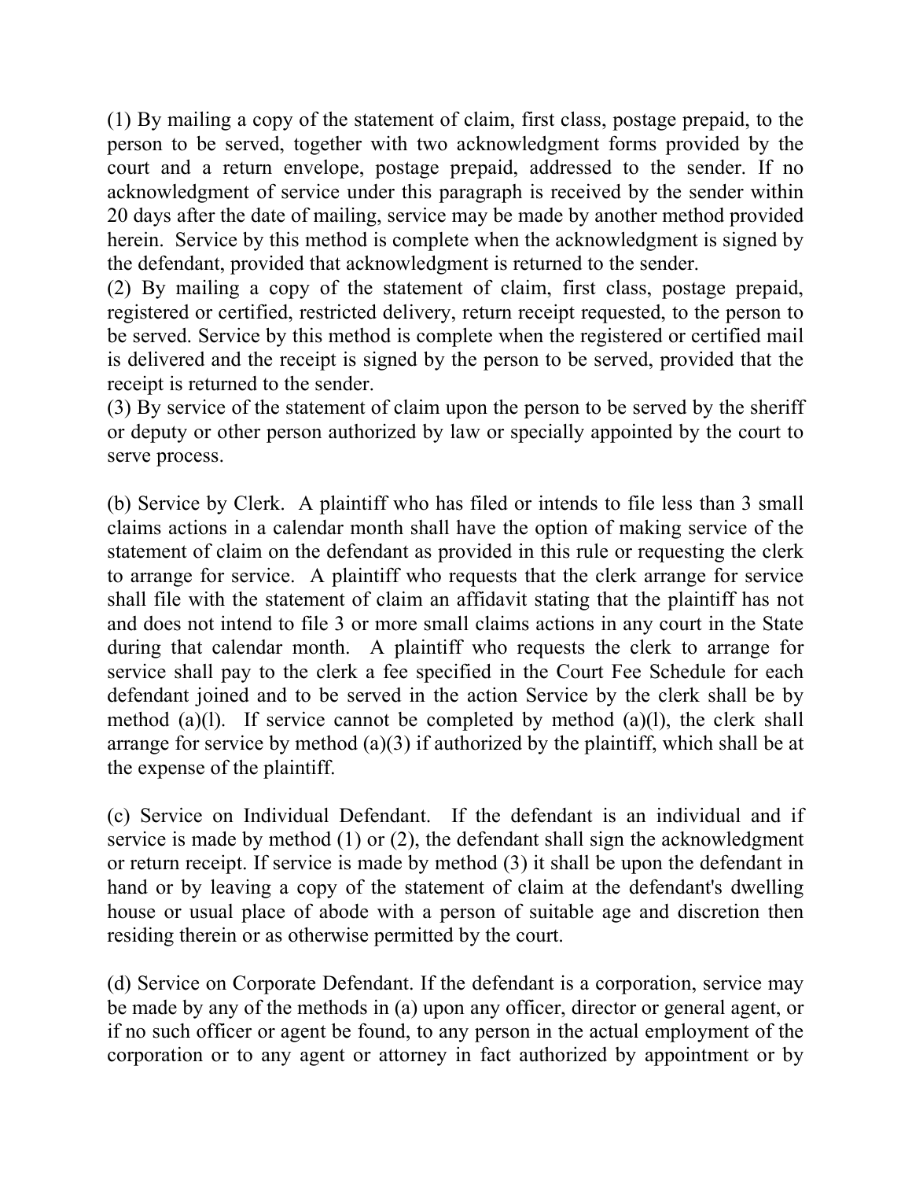(1) By mailing a copy of the statement of claim, first class, postage prepaid, to the person to be served, together with two acknowledgment forms provided by the court and a return envelope, postage prepaid, addressed to the sender. If no acknowledgment of service under this paragraph is received by the sender within 20 days after the date of mailing, service may be made by another method provided herein. Service by this method is complete when the acknowledgment is signed by the defendant, provided that acknowledgment is returned to the sender.
(2) By mailing a copy of the statement of claim, first class, postage prepaid, registered or certified, restricted delivery, return receipt requested, to the person to be served. Service by this method is complete when the registered or certified mail is delivered and the receipt is signed by the person to be served, provided that the receipt is returned to the sender.
(3) By service of the statement of claim upon the person to be served by the sheriff or deputy or other person authorized by law or specially appointed by the court to serve process.

(b) Service by Clerk. A plaintiff who has filed or intends to file less than 3 small claims actions in a calendar month shall have the option of making service of the statement of claim on the defendant as provided in this rule or requesting the clerk to arrange for service. A plaintiff who requests that the clerk arrange for service shall file with the statement of claim an affidavit stating that the plaintiff has not and does not intend to file 3 or more small claims actions in any court in the State during that calendar month. A plaintiff who requests the clerk to arrange for service shall pay to the clerk a fee specified in the Court Fee Schedule for each defendant joined and to be served in the action Service by the clerk shall be by method (a)(l). If service cannot be completed by method (a)(l), the clerk shall arrange for service by method (a)(3) if authorized by the plaintiff, which shall be at the expense of the plaintiff.

(c) Service on Individual Defendant. If the defendant is an individual and if service is made by method (1) or (2), the defendant shall sign the acknowledgment or return receipt. If service is made by method (3) it shall be upon the defendant in hand or by leaving a copy of the statement of claim at the defendant's dwelling house or usual place of abode with a person of suitable age and discretion then residing therein or as otherwise permitted by the court.

(d) Service on Corporate Defendant. If the defendant is a corporation, service may be made by any of the methods in (a) upon any officer, director or general agent, or if no such officer or agent be found, to any person in the actual employment of the corporation or to any agent or attorney in fact authorized by appointment or by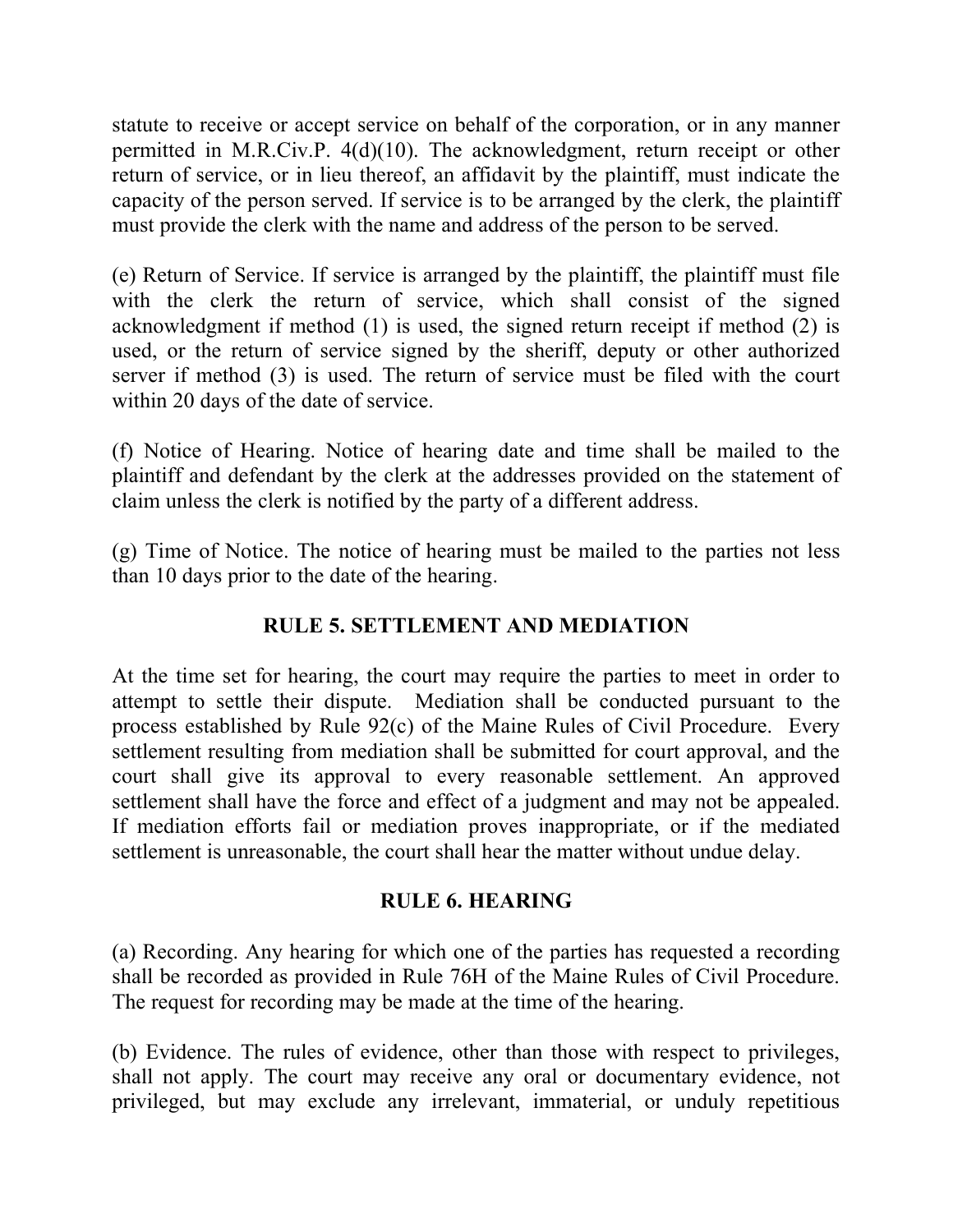statute to receive or accept service on behalf of the corporation, or in any manner permitted in M.R.Civ.P. 4(d)(10). The acknowledgment, return receipt or other return of service, or in lieu thereof, an affidavit by the plaintiff, must indicate the capacity of the person served. If service is to be arranged by the clerk, the plaintiff must provide the clerk with the name and address of the person to be served.

(e) Return of Service. If service is arranged by the plaintiff, the plaintiff must file with the clerk the return of service, which shall consist of the signed acknowledgment if method (1) is used, the signed return receipt if method (2) is used, or the return of service signed by the sheriff, deputy or other authorized server if method (3) is used. The return of service must be filed with the court within 20 days of the date of service.

(f) Notice of Hearing. Notice of hearing date and time shall be mailed to the plaintiff and defendant by the clerk at the addresses provided on the statement of claim unless the clerk is notified by the party of a different address.

(g) Time of Notice. The notice of hearing must be mailed to the parties not less than 10 days prior to the date of the hearing.

## RULE 5. SETTLEMENT AND MEDIATION

At the time set for hearing, the court may require the parties to meet in order to attempt to settle their dispute. Mediation shall be conducted pursuant to the process established by Rule 92(c) of the Maine Rules of Civil Procedure. Every settlement resulting from mediation shall be submitted for court approval, and the court shall give its approval to every reasonable settlement. An approved settlement shall have the force and effect of a judgment and may not be appealed. If mediation efforts fail or mediation proves inappropriate, or if the mediated settlement is unreasonable, the court shall hear the matter without undue delay.

## RULE 6. HEARING

(a) Recording. Any hearing for which one of the parties has requested a recording shall be recorded as provided in Rule 76H of the Maine Rules of Civil Procedure. The request for recording may be made at the time of the hearing.

(b) Evidence. The rules of evidence, other than those with respect to privileges, shall not apply. The court may receive any oral or documentary evidence, not privileged, but may exclude any irrelevant, immaterial, or unduly repetitious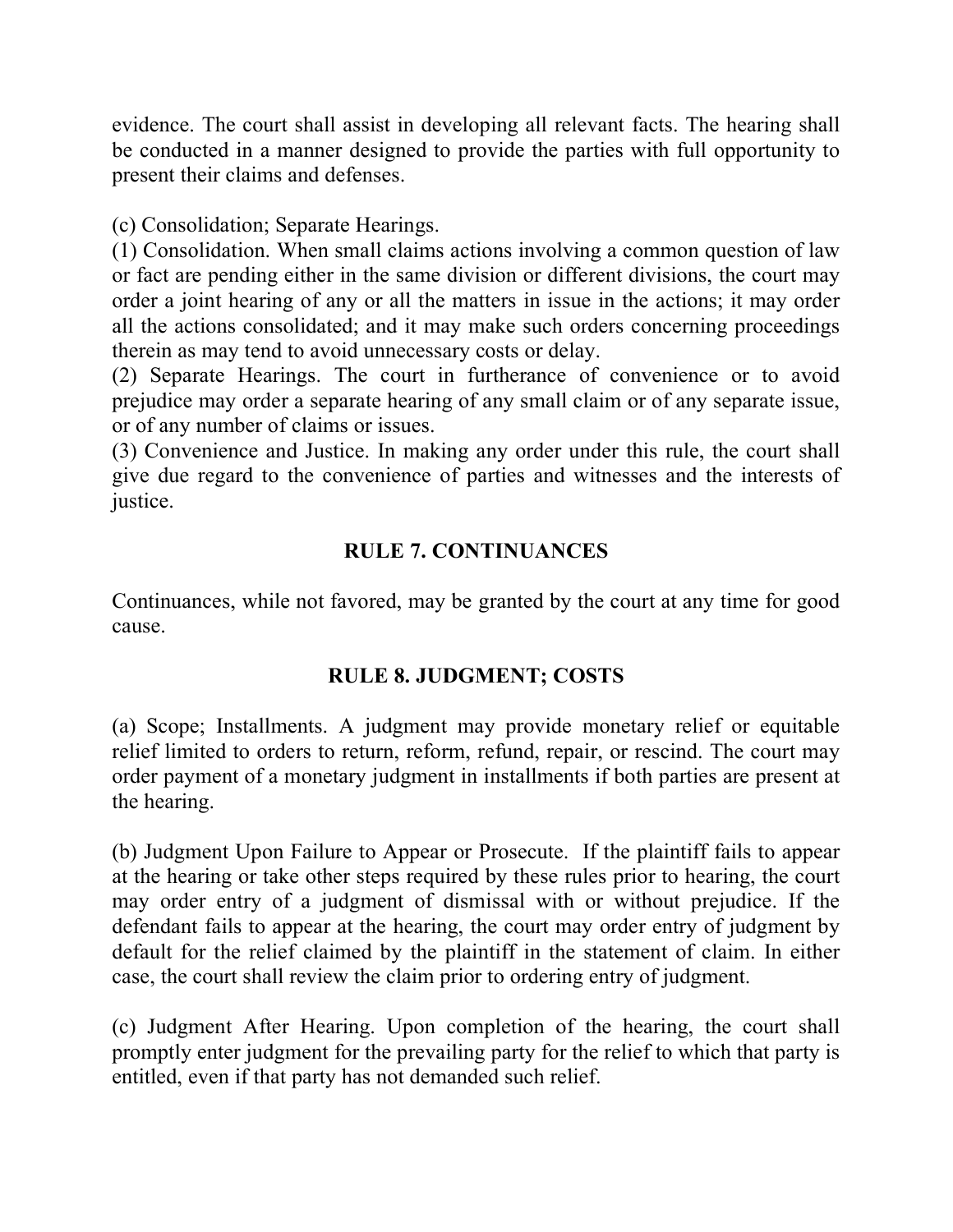evidence. The court shall assist in developing all relevant facts. The hearing shall be conducted in a manner designed to provide the parties with full opportunity to present their claims and defenses.

(c) Consolidation; Separate Hearings.

(1) Consolidation. When small claims actions involving a common question of law or fact are pending either in the same division or different divisions, the court may order a joint hearing of any or all the matters in issue in the actions; it may order all the actions consolidated; and it may make such orders concerning proceedings therein as may tend to avoid unnecessary costs or delay.

(2) Separate Hearings. The court in furtherance of convenience or to avoid prejudice may order a separate hearing of any small claim or of any separate issue, or of any number of claims or issues.

(3) Convenience and Justice. In making any order under this rule, the court shall give due regard to the convenience of parties and witnesses and the interests of justice.

## RULE 7. CONTINUANCES

Continuances, while not favored, may be granted by the court at any time for good cause.

## RULE 8. JUDGMENT; COSTS

(a) Scope; Installments. A judgment may provide monetary relief or equitable relief limited to orders to return, reform, refund, repair, or rescind. The court may order payment of a monetary judgment in installments if both parties are present at the hearing.

(b) Judgment Upon Failure to Appear or Prosecute. If the plaintiff fails to appear at the hearing or take other steps required by these rules prior to hearing, the court may order entry of a judgment of dismissal with or without prejudice. If the defendant fails to appear at the hearing, the court may order entry of judgment by default for the relief claimed by the plaintiff in the statement of claim. In either case, the court shall review the claim prior to ordering entry of judgment.

(c) Judgment After Hearing. Upon completion of the hearing, the court shall promptly enter judgment for the prevailing party for the relief to which that party is entitled, even if that party has not demanded such relief.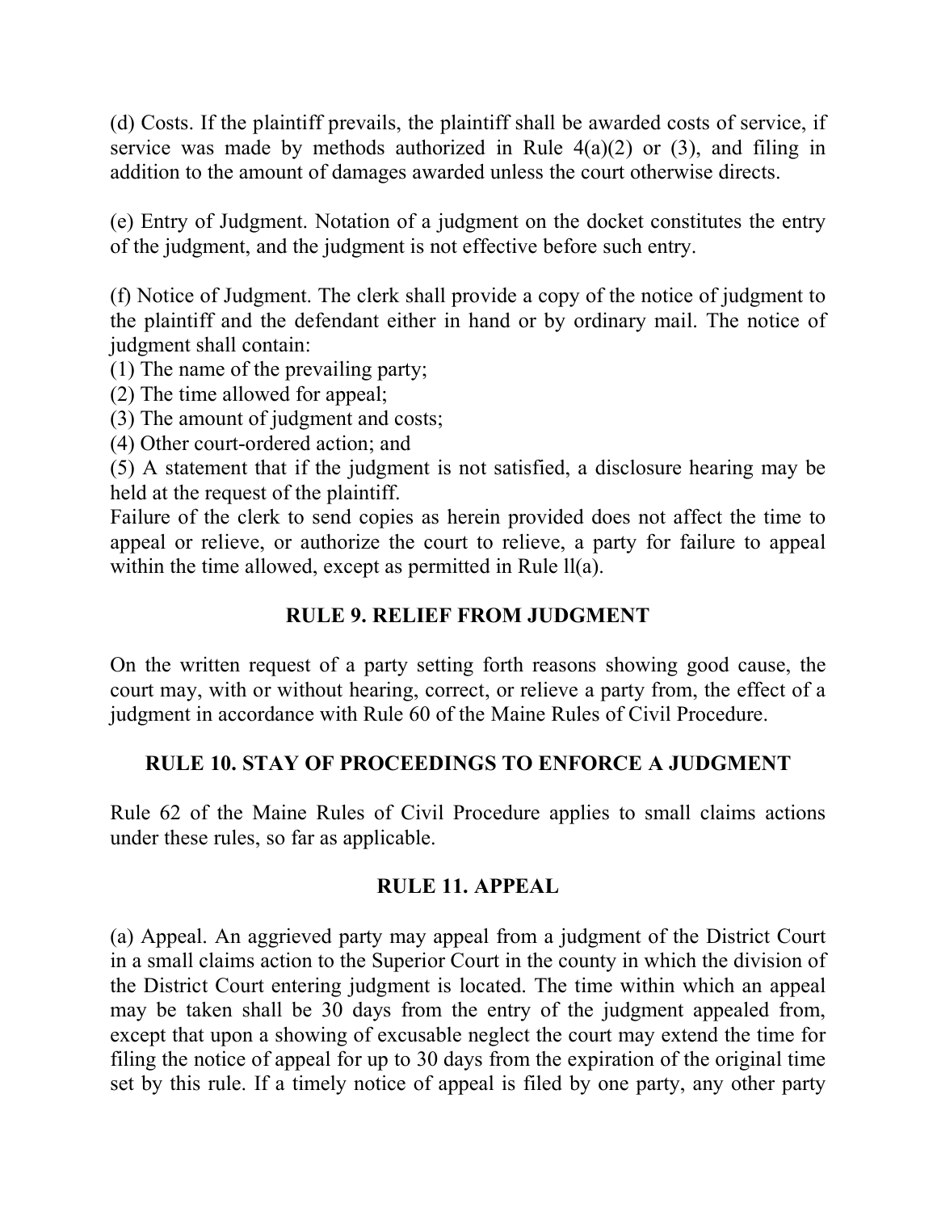(d) Costs. If the plaintiff prevails, the plaintiff shall be awarded costs of service, if service was made by methods authorized in Rule 4(a)(2) or (3), and filing in addition to the amount of damages awarded unless the court otherwise directs.

(e) Entry of Judgment. Notation of a judgment on the docket constitutes the entry of the judgment, and the judgment is not effective before such entry.

(f) Notice of Judgment. The clerk shall provide a copy of the notice of judgment to the plaintiff and the defendant either in hand or by ordinary mail. The notice of judgment shall contain:
(1) The name of the prevailing party;
(2) The time allowed for appeal;
(3) The amount of judgment and costs;
(4) Other court-ordered action; and
(5) A statement that if the judgment is not satisfied, a disclosure hearing may be held at the request of the plaintiff.
Failure of the clerk to send copies as herein provided does not affect the time to appeal or relieve, or authorize the court to relieve, a party for failure to appeal within the time allowed, except as permitted in Rule ll(a).

## RULE 9. RELIEF FROM JUDGMENT

On the written request of a party setting forth reasons showing good cause, the court may, with or without hearing, correct, or relieve a party from, the effect of a judgment in accordance with Rule 60 of the Maine Rules of Civil Procedure.

## RULE 10. STAY OF PROCEEDINGS TO ENFORCE A JUDGMENT

Rule 62 of the Maine Rules of Civil Procedure applies to small claims actions under these rules, so far as applicable.

## RULE 11. APPEAL

(a) Appeal. An aggrieved party may appeal from a judgment of the District Court in a small claims action to the Superior Court in the county in which the division of the District Court entering judgment is located. The time within which an appeal may be taken shall be 30 days from the entry of the judgment appealed from, except that upon a showing of excusable neglect the court may extend the time for filing the notice of appeal for up to 30 days from the expiration of the original time set by this rule. If a timely notice of appeal is filed by one party, any other party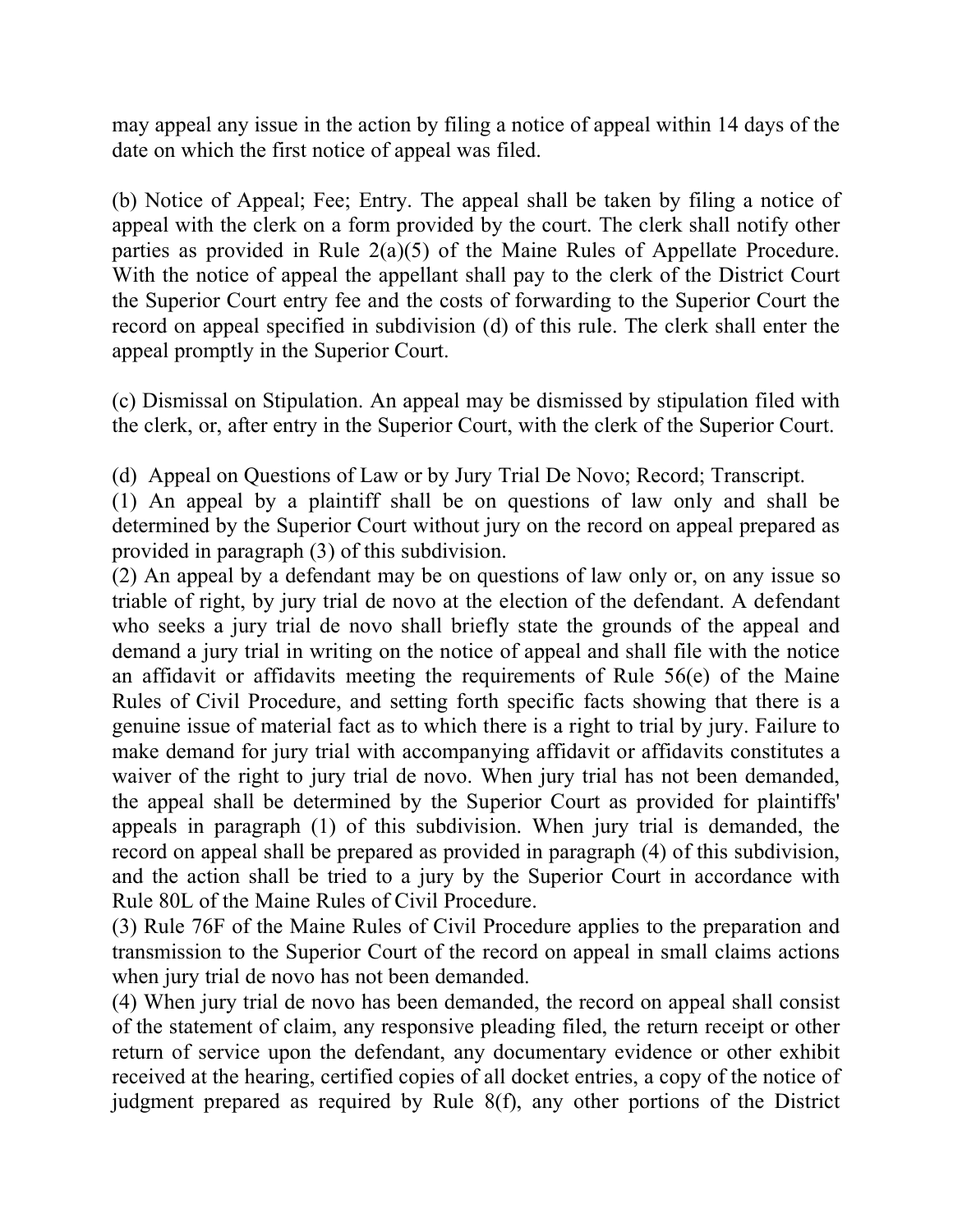may appeal any issue in the action by filing a notice of appeal within 14 days of the date on which the first notice of appeal was filed.

(b) Notice of Appeal; Fee; Entry. The appeal shall be taken by filing a notice of appeal with the clerk on a form provided by the court. The clerk shall notify other parties as provided in Rule 2(a)(5) of the Maine Rules of Appellate Procedure. With the notice of appeal the appellant shall pay to the clerk of the District Court the Superior Court entry fee and the costs of forwarding to the Superior Court the record on appeal specified in subdivision (d) of this rule. The clerk shall enter the appeal promptly in the Superior Court.

(c) Dismissal on Stipulation. An appeal may be dismissed by stipulation filed with the clerk, or, after entry in the Superior Court, with the clerk of the Superior Court.

(d) Appeal on Questions of Law or by Jury Trial De Novo; Record; Transcript.

(1) An appeal by a plaintiff shall be on questions of law only and shall be determined by the Superior Court without jury on the record on appeal prepared as provided in paragraph (3) of this subdivision.

(2) An appeal by a defendant may be on questions of law only or, on any issue so triable of right, by jury trial de novo at the election of the defendant. A defendant who seeks a jury trial de novo shall briefly state the grounds of the appeal and demand a jury trial in writing on the notice of appeal and shall file with the notice an affidavit or affidavits meeting the requirements of Rule 56(e) of the Maine Rules of Civil Procedure, and setting forth specific facts showing that there is a genuine issue of material fact as to which there is a right to trial by jury. Failure to make demand for jury trial with accompanying affidavit or affidavits constitutes a waiver of the right to jury trial de novo. When jury trial has not been demanded, the appeal shall be determined by the Superior Court as provided for plaintiffs' appeals in paragraph (1) of this subdivision. When jury trial is demanded, the record on appeal shall be prepared as provided in paragraph (4) of this subdivision, and the action shall be tried to a jury by the Superior Court in accordance with Rule 80L of the Maine Rules of Civil Procedure.

(3) Rule 76F of the Maine Rules of Civil Procedure applies to the preparation and transmission to the Superior Court of the record on appeal in small claims actions when jury trial de novo has not been demanded.

(4) When jury trial de novo has been demanded, the record on appeal shall consist of the statement of claim, any responsive pleading filed, the return receipt or other return of service upon the defendant, any documentary evidence or other exhibit received at the hearing, certified copies of all docket entries, a copy of the notice of judgment prepared as required by Rule 8(f), any other portions of the District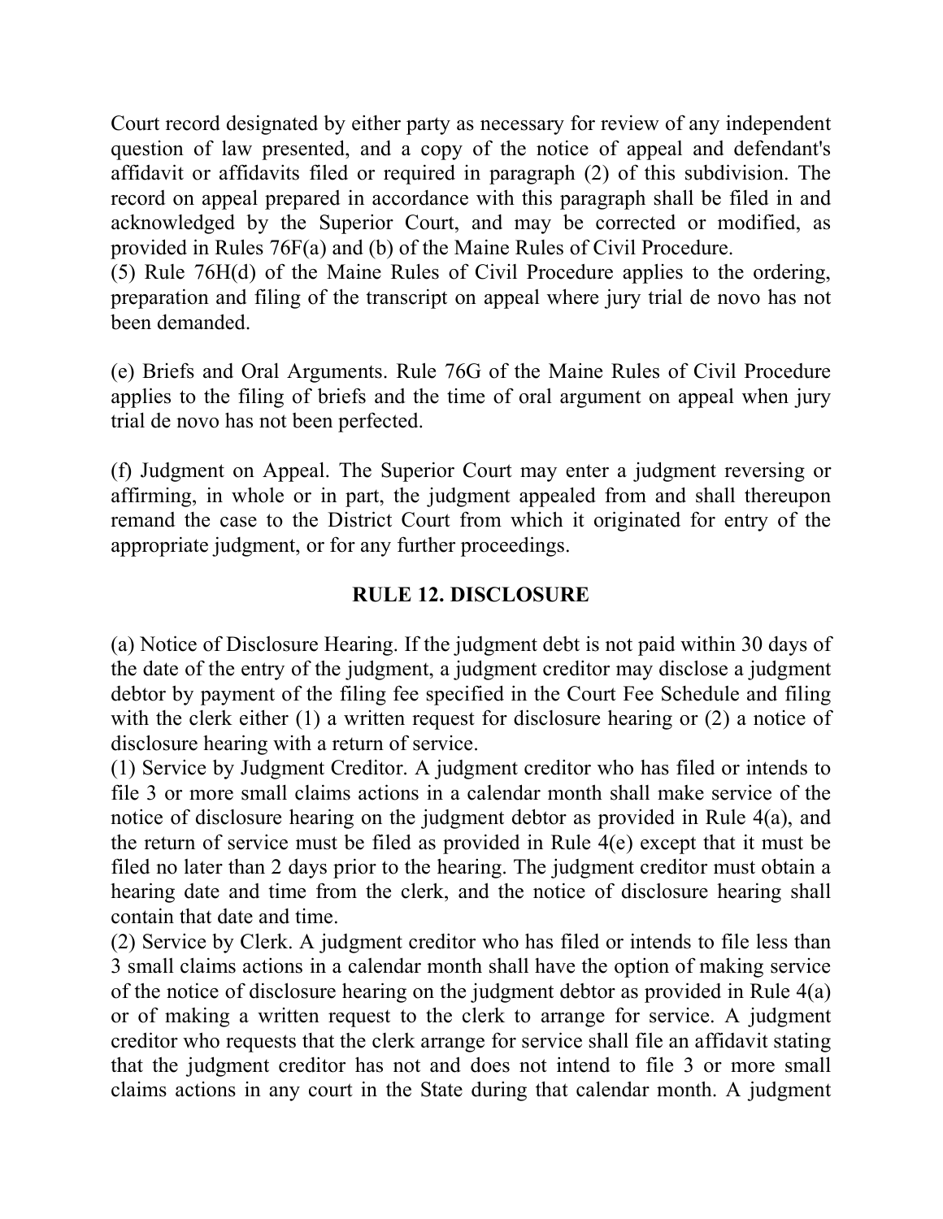Court record designated by either party as necessary for review of any independent question of law presented, and a copy of the notice of appeal and defendant's affidavit or affidavits filed or required in paragraph (2) of this subdivision. The record on appeal prepared in accordance with this paragraph shall be filed in and acknowledged by the Superior Court, and may be corrected or modified, as provided in Rules 76F(a) and (b) of the Maine Rules of Civil Procedure.

(5) Rule 76H(d) of the Maine Rules of Civil Procedure applies to the ordering, preparation and filing of the transcript on appeal where jury trial de novo has not been demanded.

(e) Briefs and Oral Arguments. Rule 76G of the Maine Rules of Civil Procedure applies to the filing of briefs and the time of oral argument on appeal when jury trial de novo has not been perfected.

(f) Judgment on Appeal. The Superior Court may enter a judgment reversing or affirming, in whole or in part, the judgment appealed from and shall thereupon remand the case to the District Court from which it originated for entry of the appropriate judgment, or for any further proceedings.

## RULE 12. DISCLOSURE

(a) Notice of Disclosure Hearing. If the judgment debt is not paid within 30 days of the date of the entry of the judgment, a judgment creditor may disclose a judgment debtor by payment of the filing fee specified in the Court Fee Schedule and filing with the clerk either (1) a written request for disclosure hearing or (2) a notice of disclosure hearing with a return of service.

(1) Service by Judgment Creditor. A judgment creditor who has filed or intends to file 3 or more small claims actions in a calendar month shall make service of the notice of disclosure hearing on the judgment debtor as provided in Rule 4(a), and the return of service must be filed as provided in Rule 4(e) except that it must be filed no later than 2 days prior to the hearing. The judgment creditor must obtain a hearing date and time from the clerk, and the notice of disclosure hearing shall contain that date and time.

(2) Service by Clerk. A judgment creditor who has filed or intends to file less than 3 small claims actions in a calendar month shall have the option of making service of the notice of disclosure hearing on the judgment debtor as provided in Rule 4(a) or of making a written request to the clerk to arrange for service. A judgment creditor who requests that the clerk arrange for service shall file an affidavit stating that the judgment creditor has not and does not intend to file 3 or more small claims actions in any court in the State during that calendar month. A judgment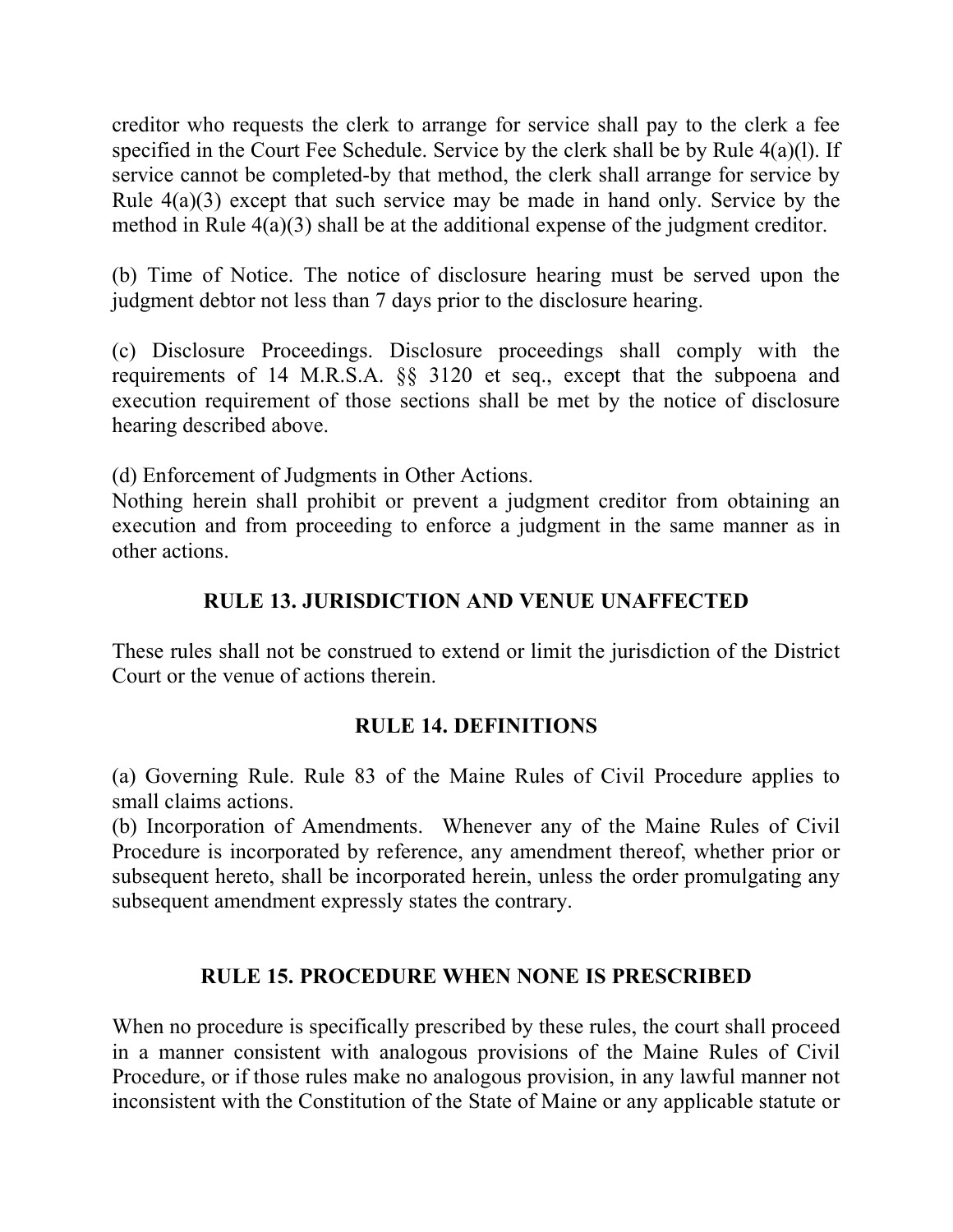creditor who requests the clerk to arrange for service shall pay to the clerk a fee specified in the Court Fee Schedule. Service by the clerk shall be by Rule 4(a)(l). If service cannot be completed-by that method, the clerk shall arrange for service by Rule 4(a)(3) except that such service may be made in hand only. Service by the method in Rule 4(a)(3) shall be at the additional expense of the judgment creditor.

(b) Time of Notice. The notice of disclosure hearing must be served upon the judgment debtor not less than 7 days prior to the disclosure hearing.

(c) Disclosure Proceedings. Disclosure proceedings shall comply with the requirements of 14 M.R.S.A. §§ 3120 et seq., except that the subpoena and execution requirement of those sections shall be met by the notice of disclosure hearing described above.

(d) Enforcement of Judgments in Other Actions.
Nothing herein shall prohibit or prevent a judgment creditor from obtaining an execution and from proceeding to enforce a judgment in the same manner as in other actions.

## RULE 13. JURISDICTION AND VENUE UNAFFECTED

These rules shall not be construed to extend or limit the jurisdiction of the District Court or the venue of actions therein.

## RULE 14. DEFINITIONS

(a) Governing Rule. Rule 83 of the Maine Rules of Civil Procedure applies to small claims actions.
(b) Incorporation of Amendments. Whenever any of the Maine Rules of Civil Procedure is incorporated by reference, any amendment thereof, whether prior or subsequent hereto, shall be incorporated herein, unless the order promulgating any subsequent amendment expressly states the contrary.

## RULE 15. PROCEDURE WHEN NONE IS PRESCRIBED

When no procedure is specifically prescribed by these rules, the court shall proceed in a manner consistent with analogous provisions of the Maine Rules of Civil Procedure, or if those rules make no analogous provision, in any lawful manner not inconsistent with the Constitution of the State of Maine or any applicable statute or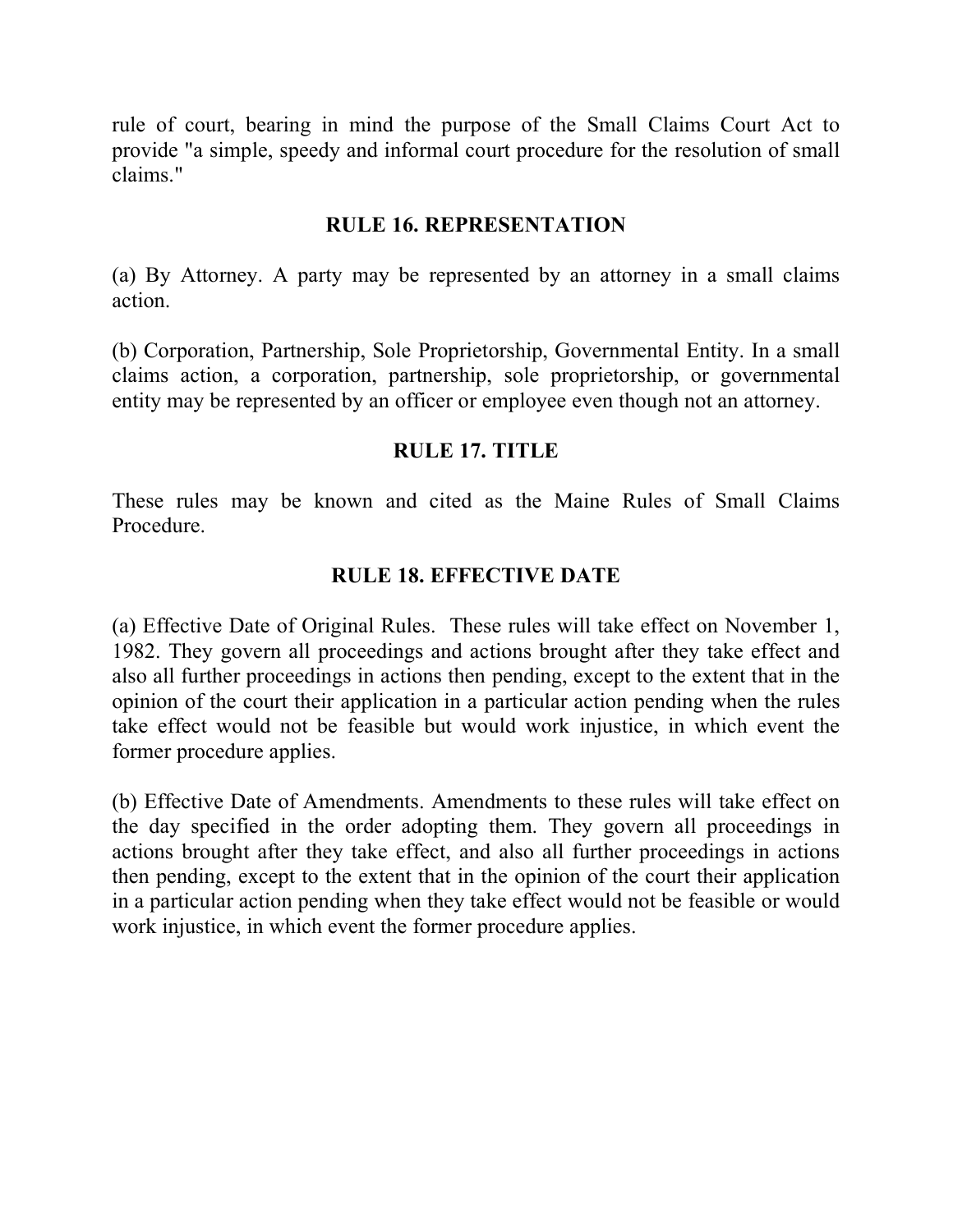rule of court, bearing in mind the purpose of the Small Claims Court Act to provide "a simple, speedy and informal court procedure for the resolution of small claims."

## RULE 16. REPRESENTATION

(a) By Attorney. A party may be represented by an attorney in a small claims action.

(b) Corporation, Partnership, Sole Proprietorship, Governmental Entity. In a small claims action, a corporation, partnership, sole proprietorship, or governmental entity may be represented by an officer or employee even though not an attorney.

## RULE 17. TITLE

These rules may be known and cited as the Maine Rules of Small Claims Procedure.

## RULE 18. EFFECTIVE DATE

(a) Effective Date of Original Rules. These rules will take effect on November 1, 1982. They govern all proceedings and actions brought after they take effect and also all further proceedings in actions then pending, except to the extent that in the opinion of the court their application in a particular action pending when the rules take effect would not be feasible but would work injustice, in which event the former procedure applies.

(b) Effective Date of Amendments. Amendments to these rules will take effect on the day specified in the order adopting them. They govern all proceedings in actions brought after they take effect, and also all further proceedings in actions then pending, except to the extent that in the opinion of the court their application in a particular action pending when they take effect would not be feasible or would work injustice, in which event the former procedure applies.